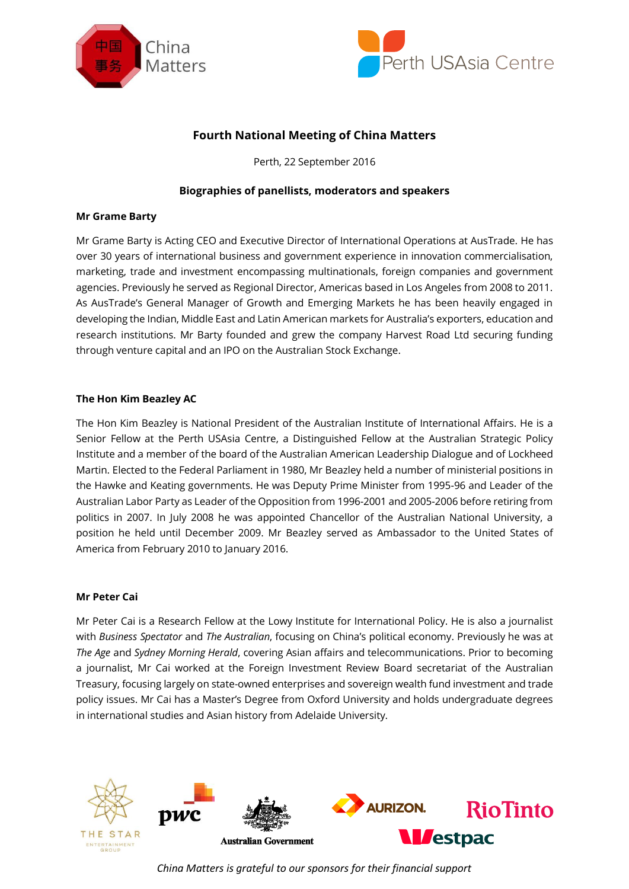# Fourth National Meeting of China Matters

Perth, 22 September 2016

## Biographies of panellists, moderators and speakers

### Mr Grame Barty

Mr Grame Barty is Acting CEO and Executive Director of International Operations at AusTrade. He has over 30 years of international business and government experience in innovation commercialisation, marketing, trade and investment encompassing multinationals, foreign companies and government agencies. Previously he served as Regional Director, Americas based in Los Angeles from 2008 to 2011. As AusTrade's General Manager of Growth and Emerging Markets he has been heavily engaged in developing the Indian, Middle East and Latin American markets for Australia's exporters, education and research institutions. Mr Barty founded and grew the company Harvest Road Ltd securing funding through venture capital and an IPO on the Australian Stock Exchange.

### The Hon Kim Beazley AC

The Hon Kim Beazley is National President of the Australian Institute of International Affairs. He is a Senior Fellow at the Perth USAsia Centre, a Distinguished Fellow at the Australian Strategic Policy Institute and a member of the board of the Australian American Leadership Dialogue and of Lockheed Martin. Elected to the Federal Parliament in 1980, Mr Beazley held a number of ministerial positions in the Hawke and Keating governments. He was Deputy Prime Minister from 1995-96 and Leader of the Australian Labor Party as Leader of the Opposition from 1996-2001 and 2005-2006 before retiring from politics in 2007. In July 2008 he was appointed Chancellor of the Australian National University, a position he held until December 2009. Mr Beazley served as Ambassador to the United States of America from February 2010 to January 2016.

### Mr Peter Cai

Mr Peter Cai is a Research Fellow at the Lowy Institute for International Policy. He is also a journalist with *Business Spectator* and *The Australian*, focusing on China's political economy. Previously he was at *The Age* and *Sydney Morning Herald*, covering Asian affairs and telecommunications. Prior to becoming a journalist, Mr Cai worked at the Foreign Investment Review Board secretariat of the Australian Treasury, focusing largely on state-owned enterprises and sovereign wealth fund investment and trade policy issues. Mr Cai has a Master's Degree from Oxford University and holds undergraduate degrees in international studies and Asian history from Adelaide University.

*China Matters is grateful to our sponsors for their financial support*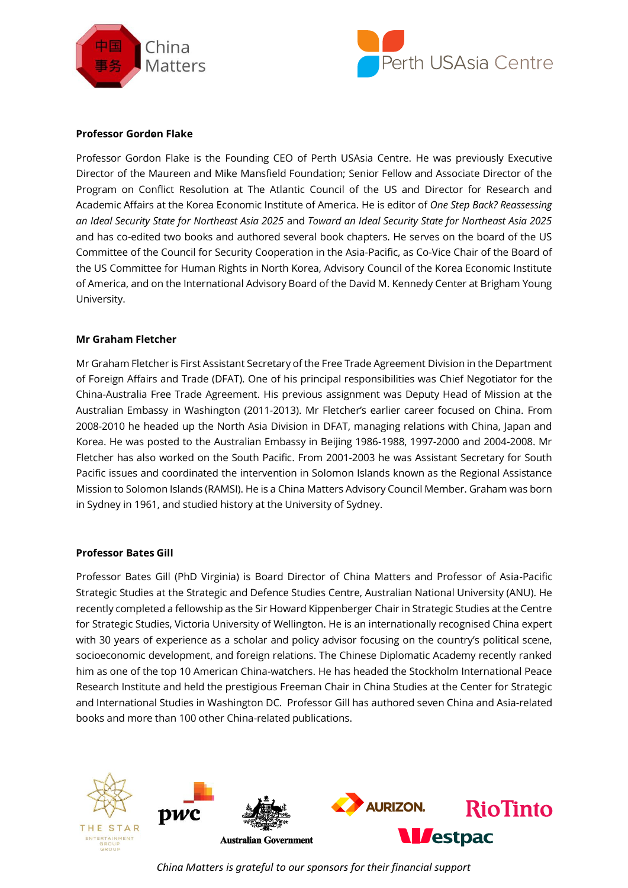**Professor Gordon Flake**

Professor Gordon Flake is the Founding CEO of Perth USAsia Centre. He was previously Executive Director of the Maureen and Mike Mansfield Foundation; Senior Fellow and Associate Director of the Program on Conflict Resolution at The Atlantic Council of the US and Director for Research and Academic Affairs at the Korea Economic Institute of America. He is editor of *One Step Back? Reassessing an Ideal Security State for Northeast Asia 2025* and *Toward an Ideal Security State for Northeast Asia 2025* and has co-edited two books and authored several book chapters. He serves on the board of the US Committee of the Council for Security Cooperation in the Asia-Pacific, as Co-Vice Chair of the Board of the US Committee for Human Rights in North Korea, Advisory Council of the Korea Economic Institute of America, and on the International Advisory Board of the David M. Kennedy Center at Brigham Young University.

**Mr Graham Fletcher**

Mr Graham Fletcher is First Assistant Secretary of the Free Trade Agreement Division in the Department of Foreign Affairs and Trade (DFAT). One of his principal responsibilities was Chief Negotiator for the China-Australia Free Trade Agreement. His previous assignment was Deputy Head of Mission at the Australian Embassy in Washington (2011-2013). Mr Fletcher's earlier career focused on China. From 2008-2010 he headed up the North Asia Division in DFAT, managing relations with China, Japan and Korea. He was posted to the Australian Embassy in Beijing 1986-1988, 1997-2000 and 2004-2008. Mr Fletcher has also worked on the South Pacific. From 2001-2003 he was Assistant Secretary for South Pacific issues and coordinated the intervention in Solomon Islands known as the Regional Assistance Mission to Solomon Islands (RAMSI). He is a China Matters Advisory Council Member. Graham was born in Sydney in 1961, and studied history at the University of Sydney.

**Professor Bates Gill**

Professor Bates Gill (PhD Virginia) is Board Director of China Matters and Professor of Asia-Pacific Strategic Studies at the Strategic and Defence Studies Centre, Australian National University (ANU). He recently completed a fellowship as the Sir Howard Kippenberger Chair in Strategic Studies at the Centre for Strategic Studies, Victoria University of Wellington. He is an internationally recognised China expert with 30 years of experience as a scholar and policy advisor focusing on the country's political scene, socioeconomic development, and foreign relations. The Chinese Diplomatic Academy recently ranked him as one of the top 10 American China-watchers. He has headed the Stockholm International Peace Research Institute and held the prestigious Freeman Chair in China Studies at the Center for Strategic and International Studies in Washington DC. Professor Gill has authored seven China and Asia-related books and more than 100 other China-related publications.

*China Matters is grateful to our sponsors for their financial support*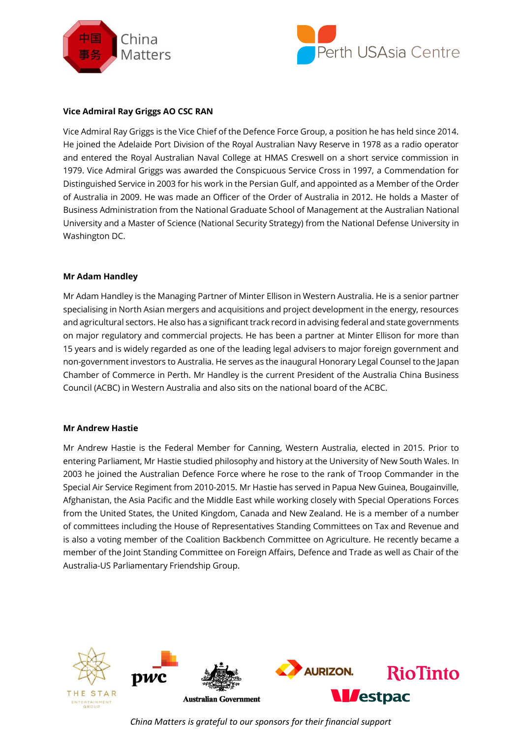### Vice Admiral Ray Griggs AO CSC RAN

Vice Admiral Ray Griggs is the Vice Chief of the Defence Force Group, a position he has held since 2014. He joined the Adelaide Port Division of the Royal Australian Navy Reserve in 1978 as a radio operator and entered the Royal Australian Naval College at HMAS Creswell on a short service commission in 1979. Vice Admiral Griggs was awarded the Conspicuous Service Cross in 1997, a Commendation for Distinguished Service in 2003 for his work in the Persian Gulf, and appointed as a Member of the Order of Australia in 2009. He was made an Officer of the Order of Australia in 2012. He holds a Master of Business Administration from the National Graduate School of Management at the Australian National University and a Master of Science (National Security Strategy) from the National Defense University in Washington DC.

### Mr Adam Handley

Mr Adam Handley is the Managing Partner of Minter Ellison in Western Australia. He is a senior partner specialising in North Asian mergers and acquisitions and project development in the energy, resources and agricultural sectors. He also has a significant track record in advising federal and state governments on major regulatory and commercial projects. He has been a partner at Minter Ellison for more than 15 years and is widely regarded as one of the leading legal advisers to major foreign government and non-government investors to Australia. He serves as the inaugural Honorary Legal Counsel to the Japan Chamber of Commerce in Perth. Mr Handley is the current President of the Australia China Business Council (ACBC) in Western Australia and also sits on the national board of the ACBC.

### Mr Andrew Hastie

Mr Andrew Hastie is the Federal Member for Canning, Western Australia, elected in 2015. Prior to entering Parliament, Mr Hastie studied philosophy and history at the University of New South Wales. In 2003 he joined the Australian Defence Force where he rose to the rank of Troop Commander in the Special Air Service Regiment from 2010-2015. Mr Hastie has served in Papua New Guinea, Bougainville, Afghanistan, the Asia Pacific and the Middle East while working closely with Special Operations Forces from the United States, the United Kingdom, Canada and New Zealand. He is a member of a number of committees including the House of Representatives Standing Committees on Tax and Revenue and is also a voting member of the Coalition Backbench Committee on Agriculture. He recently became a member of the Joint Standing Committee on Foreign Affairs, Defence and Trade as well as Chair of the Australia-US Parliamentary Friendship Group.

*China Matters is grateful to our sponsors for their financial support*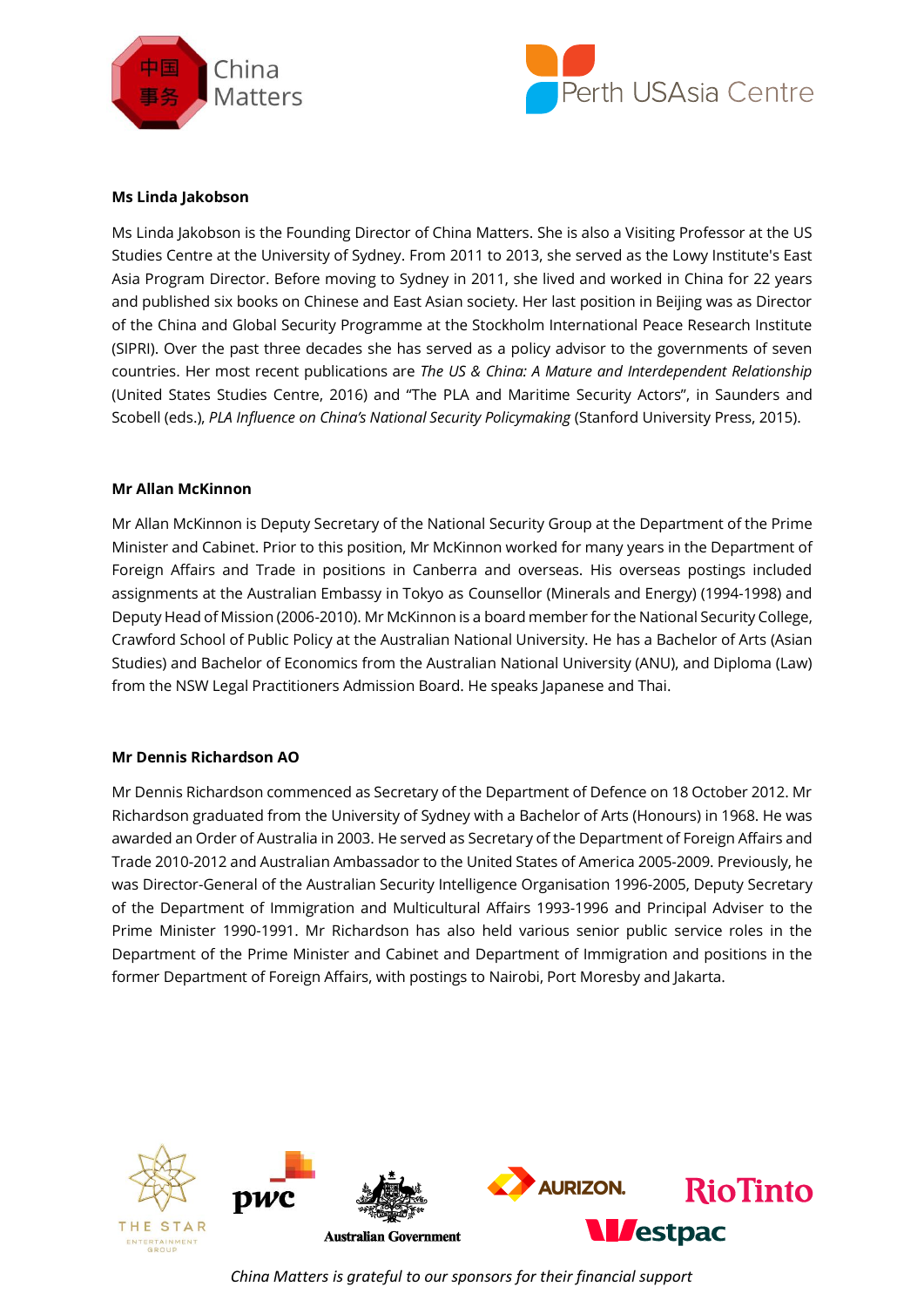**Ms Linda Jakobson**

Ms Linda Jakobson is the Founding Director of China Matters. She is also a Visiting Professor at the US Studies Centre at the University of Sydney. From 2011 to 2013, she served as the Lowy Institute's East Asia Program Director. Before moving to Sydney in 2011, she lived and worked in China for 22 years and published six books on Chinese and East Asian society. Her last position in Beijing was as Director of the China and Global Security Programme at the Stockholm International Peace Research Institute (SIPRI). Over the past three decades she has served as a policy advisor to the governments of seven countries. Her most recent publications are *The US & China: A Mature and Interdependent Relationship* (United States Studies Centre, 2016) and "The PLA and Maritime Security Actors", in Saunders and Scobell (eds.), *PLA Influence on China's National Security Policymaking* (Stanford University Press, 2015).

**Mr Allan McKinnon**

Mr Allan McKinnon is Deputy Secretary of the National Security Group at the Department of the Prime Minister and Cabinet. Prior to this position, Mr McKinnon worked for many years in the Department of Foreign Affairs and Trade in positions in Canberra and overseas. His overseas postings included assignments at the Australian Embassy in Tokyo as Counsellor (Minerals and Energy) (1994-1998) and Deputy Head of Mission (2006-2010). Mr McKinnon is a board member for the National Security College, Crawford School of Public Policy at the Australian National University. He has a Bachelor of Arts (Asian Studies) and Bachelor of Economics from the Australian National University (ANU), and Diploma (Law) from the NSW Legal Practitioners Admission Board. He speaks Japanese and Thai.

**Mr Dennis Richardson AO**

Mr Dennis Richardson commenced as Secretary of the Department of Defence on 18 October 2012. Mr Richardson graduated from the University of Sydney with a Bachelor of Arts (Honours) in 1968. He was awarded an Order of Australia in 2003. He served as Secretary of the Department of Foreign Affairs and Trade 2010-2012 and Australian Ambassador to the United States of America 2005-2009. Previously, he was Director-General of the Australian Security Intelligence Organisation 1996-2005, Deputy Secretary of the Department of Immigration and Multicultural Affairs 1993-1996 and Principal Adviser to the Prime Minister 1990-1991. Mr Richardson has also held various senior public service roles in the Department of the Prime Minister and Cabinet and Department of Immigration and positions in the former Department of Foreign Affairs, with postings to Nairobi, Port Moresby and Jakarta.

*China Matters is grateful to our sponsors for their financial support*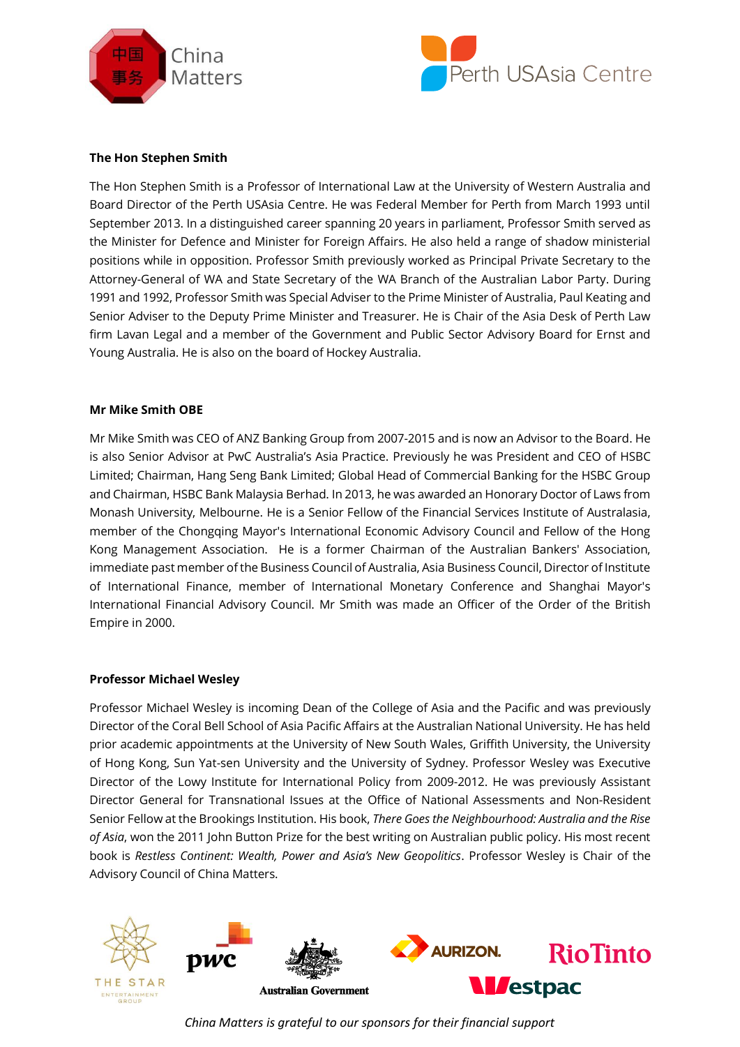**The Hon Stephen Smith**

The Hon Stephen Smith is a Professor of International Law at the University of Western Australia and Board Director of the Perth USAsia Centre. He was Federal Member for Perth from March 1993 until September 2013. In a distinguished career spanning 20 years in parliament, Professor Smith served as the Minister for Defence and Minister for Foreign Affairs. He also held a range of shadow ministerial positions while in opposition. Professor Smith previously worked as Principal Private Secretary to the Attorney-General of WA and State Secretary of the WA Branch of the Australian Labor Party. During 1991 and 1992, Professor Smith was Special Adviser to the Prime Minister of Australia, Paul Keating and Senior Adviser to the Deputy Prime Minister and Treasurer. He is Chair of the Asia Desk of Perth Law firm Lavan Legal and a member of the Government and Public Sector Advisory Board for Ernst and Young Australia. He is also on the board of Hockey Australia.

**Mr Mike Smith OBE**

Mr Mike Smith was CEO of ANZ Banking Group from 2007-2015 and is now an Advisor to the Board. He is also Senior Advisor at PwC Australia's Asia Practice. Previously he was President and CEO of HSBC Limited; Chairman, Hang Seng Bank Limited; Global Head of Commercial Banking for the HSBC Group and Chairman, HSBC Bank Malaysia Berhad. In 2013, he was awarded an Honorary Doctor of Laws from Monash University, Melbourne. He is a Senior Fellow of the Financial Services Institute of Australasia, member of the Chongqing Mayor's International Economic Advisory Council and Fellow of the Hong Kong Management Association. He is a former Chairman of the Australian Bankers' Association, immediate past member of the Business Council of Australia, Asia Business Council, Director of Institute of International Finance, member of International Monetary Conference and Shanghai Mayor's International Financial Advisory Council. Mr Smith was made an Officer of the Order of the British Empire in 2000.

**Professor Michael Wesley**

Professor Michael Wesley is incoming Dean of the College of Asia and the Pacific and was previously Director of the Coral Bell School of Asia Pacific Affairs at the Australian National University. He has held prior academic appointments at the University of New South Wales, Griffith University, the University of Hong Kong, Sun Yat-sen University and the University of Sydney. Professor Wesley was Executive Director of the Lowy Institute for International Policy from 2009-2012. He was previously Assistant Director General for Transnational Issues at the Office of National Assessments and Non-Resident Senior Fellow at the Brookings Institution. His book, *There Goes the Neighbourhood: Australia and the Rise of Asia*, won the 2011 John Button Prize for the best writing on Australian public policy. His most recent book is *Restless Continent: Wealth, Power and Asia's New Geopolitics*. Professor Wesley is Chair of the Advisory Council of China Matters.

*China Matters is grateful to our sponsors for their financial support*